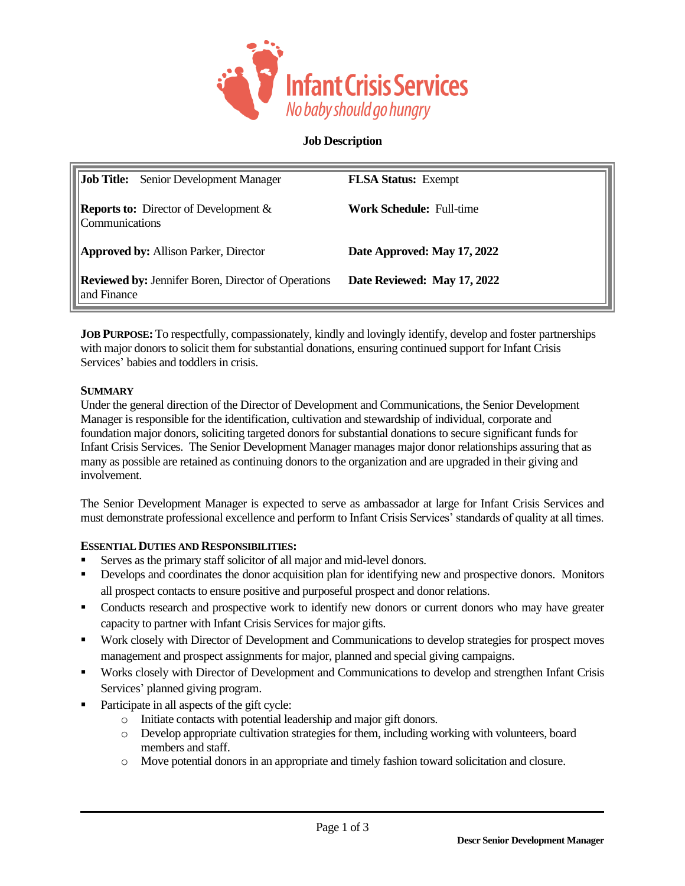Infant Crisis Services

*No baby should go hungry*

**Job Description**

| **Job Title:** Senior Development Manager | **FLSA Status:** Exempt |
|---|---|
| **Reports to:** Director of Development & Communications | **Work Schedule:** Full-time |
| **Approved by:** Allison Parker, Director | **Date Approved: May 17, 2022** |
| **Reviewed by:** Jennifer Boren, Director of Operations and Finance | **Date Reviewed: May 17, 2022** |

**JOB PURPOSE:** To respectfully, compassionately, kindly and lovingly identify, develop and foster partnerships with major donors to solicit them for substantial donations, ensuring continued support for Infant Crisis Services' babies and toddlers in crisis.

**SUMMARY**

Under the general direction of the Director of Development and Communications, the Senior Development Manager is responsible for the identification, cultivation and stewardship of individual, corporate and foundation major donors, soliciting targeted donors for substantial donations to secure significant funds for Infant Crisis Services. The Senior Development Manager manages major donor relationships assuring that as many as possible are retained as continuing donors to the organization and are upgraded in their giving and involvement.

The Senior Development Manager is expected to serve as ambassador at large for Infant Crisis Services and must demonstrate professional excellence and perform to Infant Crisis Services' standards of quality at all times.

**ESSENTIAL DUTIES AND RESPONSIBILITIES:**

- Serves as the primary staff solicitor of all major and mid-level donors.
- Develops and coordinates the donor acquisition plan for identifying new and prospective donors. Monitors all prospect contacts to ensure positive and purposeful prospect and donor relations.
- Conducts research and prospective work to identify new donors or current donors who may have greater capacity to partner with Infant Crisis Services for major gifts.
- Work closely with Director of Development and Communications to develop strategies for prospect moves management and prospect assignments for major, planned and special giving campaigns.
- Works closely with Director of Development and Communications to develop and strengthen Infant Crisis Services' planned giving program.
- Participate in all aspects of the gift cycle:
  - Initiate contacts with potential leadership and major gift donors.
  - Develop appropriate cultivation strategies for them, including working with volunteers, board members and staff.
  - Move potential donors in an appropriate and timely fashion toward solicitation and closure.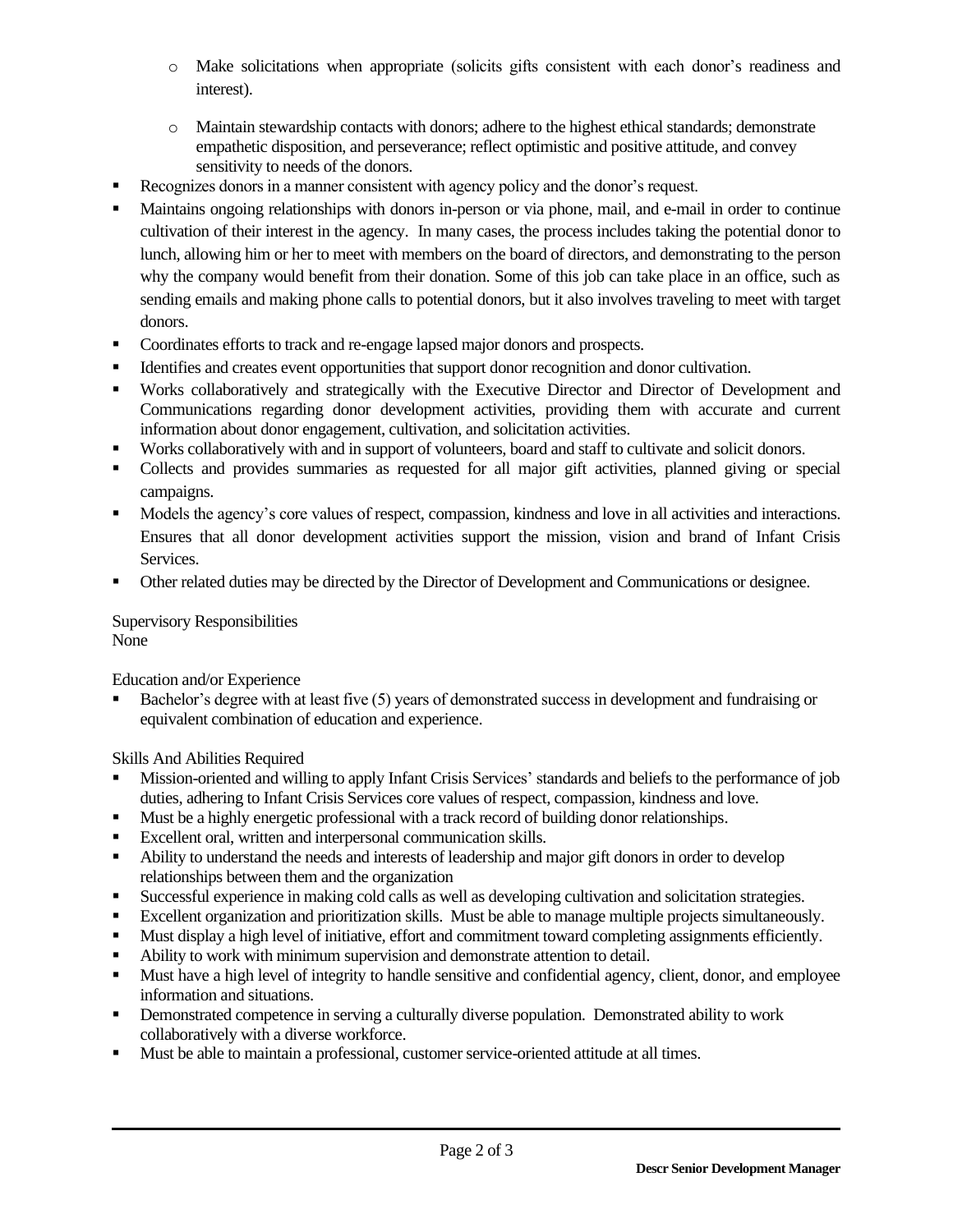- Make solicitations when appropriate (solicits gifts consistent with each donor's readiness and interest).
  - Maintain stewardship contacts with donors; adhere to the highest ethical standards; demonstrate empathetic disposition, and perseverance; reflect optimistic and positive attitude, and convey sensitivity to needs of the donors.
- Recognizes donors in a manner consistent with agency policy and the donor's request.
- Maintains ongoing relationships with donors in-person or via phone, mail, and e-mail in order to continue cultivation of their interest in the agency. In many cases, the process includes taking the potential donor to lunch, allowing him or her to meet with members on the board of directors, and demonstrating to the person why the company would benefit from their donation. Some of this job can take place in an office, such as sending emails and making phone calls to potential donors, but it also involves traveling to meet with target donors.
- Coordinates efforts to track and re-engage lapsed major donors and prospects.
- Identifies and creates event opportunities that support donor recognition and donor cultivation.
- Works collaboratively and strategically with the Executive Director and Director of Development and Communications regarding donor development activities, providing them with accurate and current information about donor engagement, cultivation, and solicitation activities.
- Works collaboratively with and in support of volunteers, board and staff to cultivate and solicit donors.
- Collects and provides summaries as requested for all major gift activities, planned giving or special campaigns.
- Models the agency's core values of respect, compassion, kindness and love in all activities and interactions. Ensures that all donor development activities support the mission, vision and brand of Infant Crisis Services.
- Other related duties may be directed by the Director of Development and Communications or designee.

Supervisory Responsibilities
None

Education and/or Experience

- Bachelor's degree with at least five (5) years of demonstrated success in development and fundraising or equivalent combination of education and experience.

Skills And Abilities Required

- Mission-oriented and willing to apply Infant Crisis Services' standards and beliefs to the performance of job duties, adhering to Infant Crisis Services core values of respect, compassion, kindness and love.
- Must be a highly energetic professional with a track record of building donor relationships.
- Excellent oral, written and interpersonal communication skills.
- Ability to understand the needs and interests of leadership and major gift donors in order to develop relationships between them and the organization
- Successful experience in making cold calls as well as developing cultivation and solicitation strategies.
- Excellent organization and prioritization skills. Must be able to manage multiple projects simultaneously.
- Must display a high level of initiative, effort and commitment toward completing assignments efficiently.
- Ability to work with minimum supervision and demonstrate attention to detail.
- Must have a high level of integrity to handle sensitive and confidential agency, client, donor, and employee information and situations.
- Demonstrated competence in serving a culturally diverse population. Demonstrated ability to work collaboratively with a diverse workforce.
- Must be able to maintain a professional, customer service-oriented attitude at all times.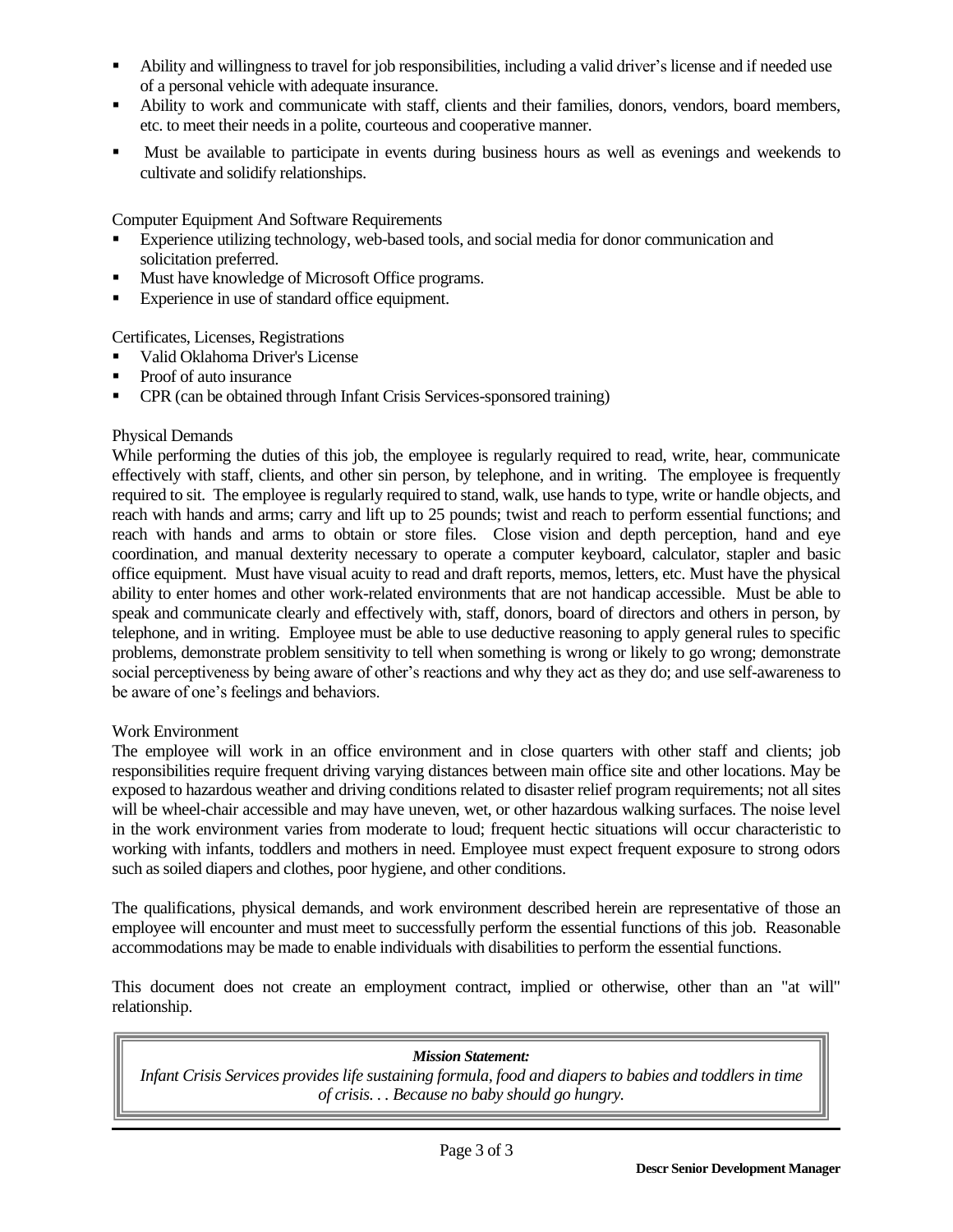- Ability and willingness to travel for job responsibilities, including a valid driver's license and if needed use of a personal vehicle with adequate insurance.
- Ability to work and communicate with staff, clients and their families, donors, vendors, board members, etc. to meet their needs in a polite, courteous and cooperative manner.
- Must be available to participate in events during business hours as well as evenings and weekends to cultivate and solidify relationships.

Computer Equipment And Software Requirements

- Experience utilizing technology, web-based tools, and social media for donor communication and solicitation preferred.
- Must have knowledge of Microsoft Office programs.
- Experience in use of standard office equipment.

Certificates, Licenses, Registrations

- Valid Oklahoma Driver's License
- Proof of auto insurance
- CPR (can be obtained through Infant Crisis Services-sponsored training)

Physical Demands

While performing the duties of this job, the employee is regularly required to read, write, hear, communicate effectively with staff, clients, and other sin person, by telephone, and in writing. The employee is frequently required to sit. The employee is regularly required to stand, walk, use hands to type, write or handle objects, and reach with hands and arms; carry and lift up to 25 pounds; twist and reach to perform essential functions; and reach with hands and arms to obtain or store files. Close vision and depth perception, hand and eye coordination, and manual dexterity necessary to operate a computer keyboard, calculator, stapler and basic office equipment. Must have visual acuity to read and draft reports, memos, letters, etc. Must have the physical ability to enter homes and other work-related environments that are not handicap accessible. Must be able to speak and communicate clearly and effectively with, staff, donors, board of directors and others in person, by telephone, and in writing. Employee must be able to use deductive reasoning to apply general rules to specific problems, demonstrate problem sensitivity to tell when something is wrong or likely to go wrong; demonstrate social perceptiveness by being aware of other's reactions and why they act as they do; and use self-awareness to be aware of one's feelings and behaviors.

Work Environment

The employee will work in an office environment and in close quarters with other staff and clients; job responsibilities require frequent driving varying distances between main office site and other locations. May be exposed to hazardous weather and driving conditions related to disaster relief program requirements; not all sites will be wheel-chair accessible and may have uneven, wet, or other hazardous walking surfaces. The noise level in the work environment varies from moderate to loud; frequent hectic situations will occur characteristic to working with infants, toddlers and mothers in need. Employee must expect frequent exposure to strong odors such as soiled diapers and clothes, poor hygiene, and other conditions.

The qualifications, physical demands, and work environment described herein are representative of those an employee will encounter and must meet to successfully perform the essential functions of this job. Reasonable accommodations may be made to enable individuals with disabilities to perform the essential functions.

This document does not create an employment contract, implied or otherwise, other than an "at will" relationship.

***Mission Statement:***

*Infant Crisis Services provides life sustaining formula, food and diapers to babies and toddlers in time of crisis. . . Because no baby should go hungry.*